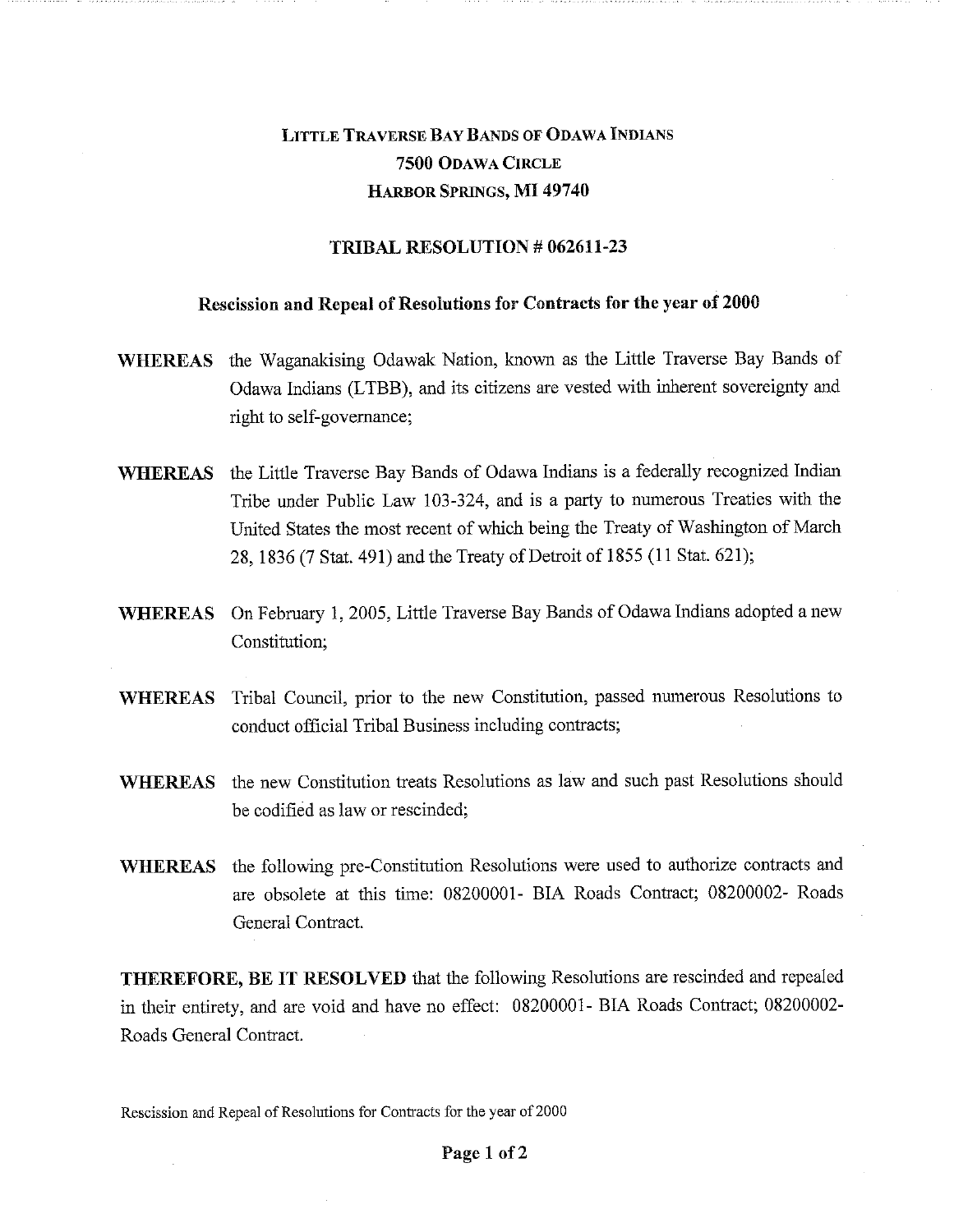# LITTLE TRAVERSE BAY BANDS OF ODAWA INDIANS
## 7500 ODAWA CIRCLE
## HARBOR SPRINGS, MI 49740

## TRIBAL RESOLUTION # 062611-23

### Rescission and Repeal of Resolutions for Contracts for the year of 2000

**WHEREAS** the Waganakising Odawak Nation, known as the Little Traverse Bay Bands of Odawa Indians (LTBB), and its citizens are vested with inherent sovereignty and right to self-governance;

**WHEREAS** the Little Traverse Bay Bands of Odawa Indians is a federally recognized Indian Tribe under Public Law 103-324, and is a party to numerous Treaties with the United States the most recent of which being the Treaty of Washington of March 28, 1836 (7 Stat. 491) and the Treaty of Detroit of 1855 (11 Stat. 621);

**WHEREAS** On February 1, 2005, Little Traverse Bay Bands of Odawa Indians adopted a new Constitution;

**WHEREAS** Tribal Council, prior to the new Constitution, passed numerous Resolutions to conduct official Tribal Business including contracts;

**WHEREAS** the new Constitution treats Resolutions as law and such past Resolutions should be codified as law or rescinded;

**WHEREAS** the following pre-Constitution Resolutions were used to authorize contracts and are obsolete at this time: 08200001- BIA Roads Contract; 08200002- Roads General Contract.

**THEREFORE, BE IT RESOLVED** that the following Resolutions are rescinded and repealed in their entirety, and are void and have no effect: 08200001- BIA Roads Contract; 08200002- Roads General Contract.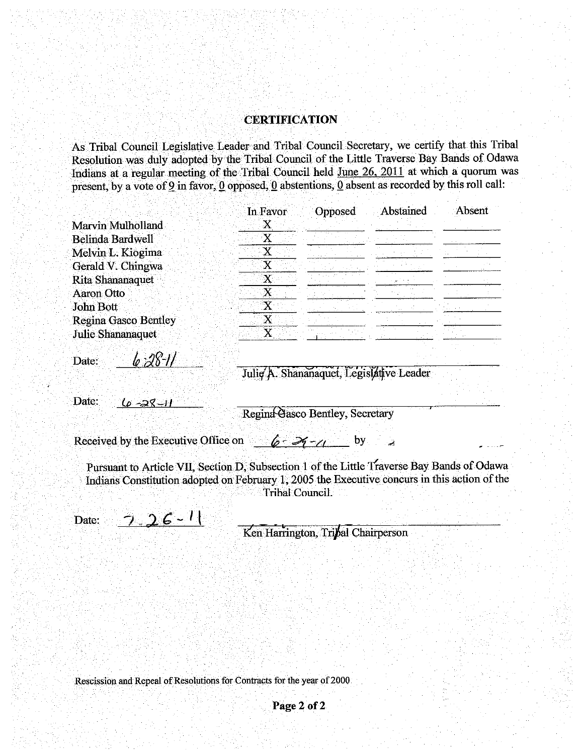## CERTIFICATION

As Tribal Council Legislative Leader and Tribal Council Secretary, we certify that this Tribal Resolution was duly adopted by the Tribal Council of the Little Traverse Bay Bands of Odawa Indians at a regular meeting of the Tribal Council held June 26, 2011 at which a quorum was present, by a vote of 9 in favor, 0 opposed, 0 abstentions, 0 absent as recorded by this roll call:

| | In Favor | Opposed | Abstained | Absent |
|---|---|---|---|---|
| Marvin Mulholland | X | | | |
| Belinda Bardwell | X | | | |
| Melvin L. Kiogima | X | | | |
| Gerald V. Chingwa | X | | | |
| Rita Shananaquet | X | | | |
| Aaron Otto | X | | | |
| John Bott | X | | | |
| Regina Gasco Bentley | X | | | |
| Julie Shananaquet | X | | | |

Date: 6-28-11 ______________________ Julie A. Shananaquet, Legislative Leader

Date: 6-28-11 ______________________ Regina Gasco Bentley, Secretary

Received by the Executive Office on 6-29-11 by ______

Pursuant to Article VII, Section D, Subsection 1 of the Little Traverse Bay Bands of Odawa Indians Constitution adopted on February 1, 2005 the Executive concurs in this action of the Tribal Council.

Date: 7-26-11 ______________________ Ken Harrington, Tribal Chairperson

Rescission and Repeal of Resolutions for Contracts for the year of 2000